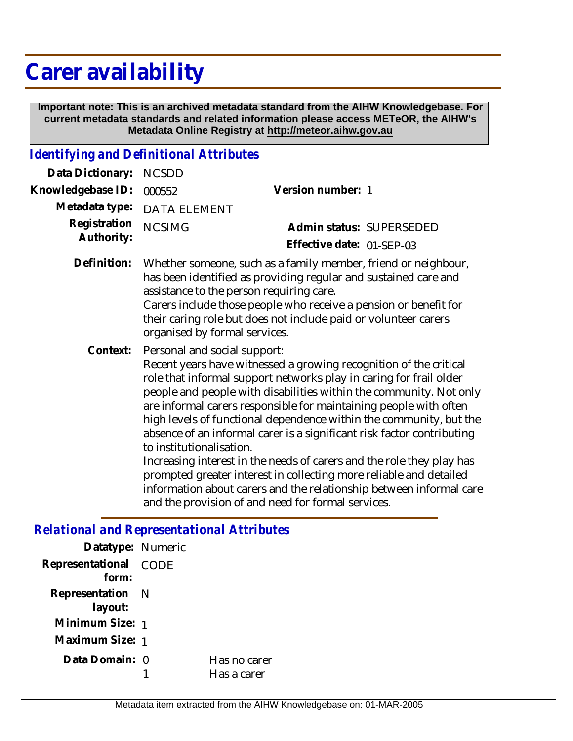# Carer availability

**Important note: This is an archived metadata standard from the AIHW Knowledgebase. For current metadata standards and related information please access METeOR, the AIHW's Metadata Online Registry at http://meteor.aihw.gov.au**

## *Identifying and Definitional Attributes*

**Data Dictionary:** NCSDD

**Knowledgebase ID:** 000552

**Version number:** 1

**Metadata type:** DATA ELEMENT

**Registration Authority:** NCSIMG

**Admin status:** SUPERSEDED

**Effective date:** 01-SEP-03

**Definition:** Whether someone, such as a family member, friend or neighbour, has been identified as providing regular and sustained care and assistance to the person requiring care.
Carers include those people who receive a pension or benefit for their caring role but does not include paid or volunteer carers organised by formal services.

**Context:** Personal and social support:
Recent years have witnessed a growing recognition of the critical role that informal support networks play in caring for frail older people and people with disabilities within the community. Not only are informal carers responsible for maintaining people with often high levels of functional dependence within the community, but the absence of an informal carer is a significant risk factor contributing to institutionalisation.
Increasing interest in the needs of carers and the role they play has prompted greater interest in collecting more reliable and detailed information about carers and the relationship between informal care and the provision of and need for formal services.

## *Relational and Representational Attributes*

**Datatype:** Numeric

**Representational form:** CODE

**Representation layout:** N

**Minimum Size:** 1

**Maximum Size:** 1

**Data Domain:**

| | |
|---|---|
| 0 | Has no carer |
| 1 | Has a carer |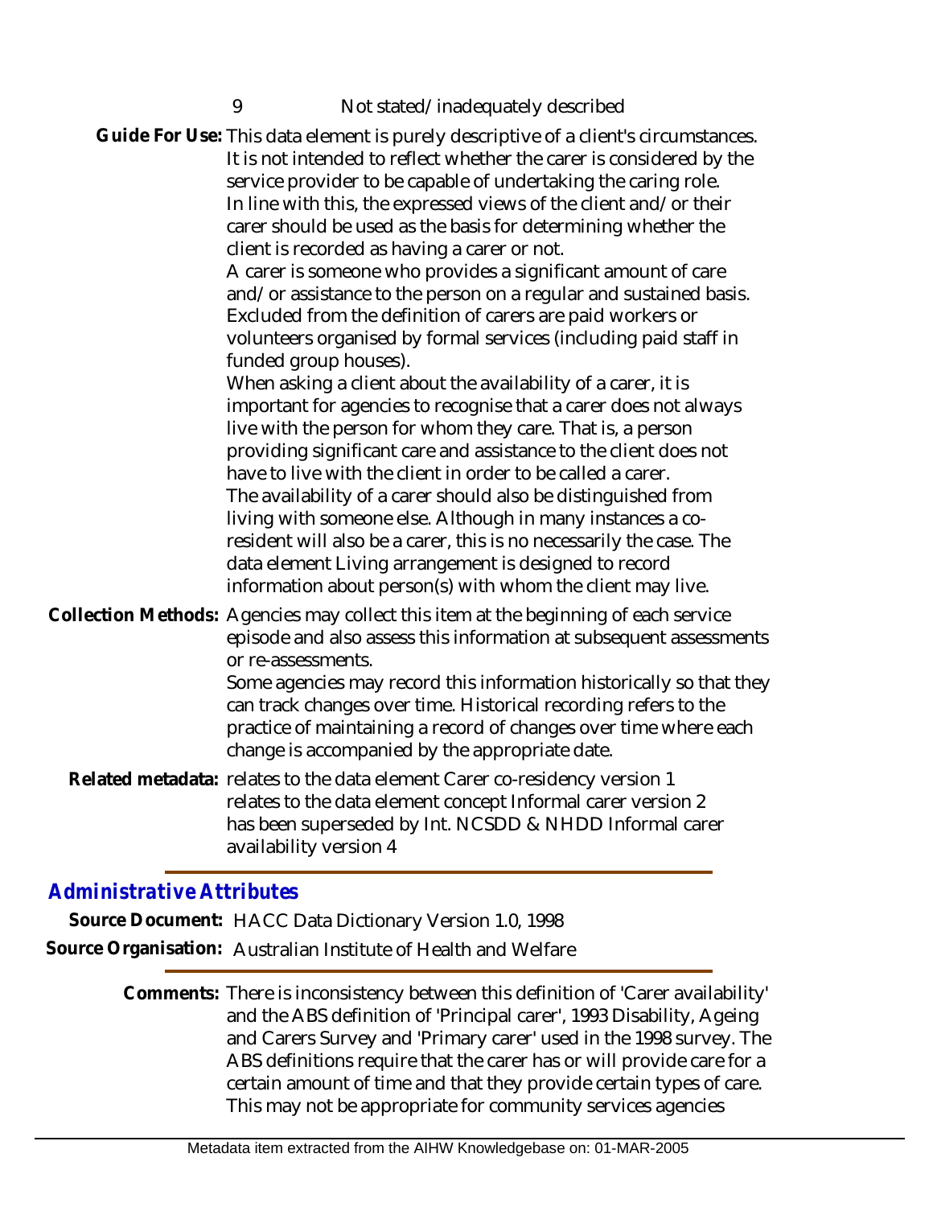9 Not stated/inadequately described

**Guide For Use:** This data element is purely descriptive of a client's circumstances. It is not intended to reflect whether the carer is considered by the service provider to be capable of undertaking the caring role. In line with this, the expressed views of the client and/or their carer should be used as the basis for determining whether the client is recorded as having a carer or not.
A carer is someone who provides a significant amount of care and/or assistance to the person on a regular and sustained basis. Excluded from the definition of carers are paid workers or volunteers organised by formal services (including paid staff in funded group houses).
When asking a client about the availability of a carer, it is important for agencies to recognise that a carer does not always live with the person for whom they care. That is, a person providing significant care and assistance to the client does not have to live with the client in order to be called a carer.
The availability of a carer should also be distinguished from living with someone else. Although in many instances a co-resident will also be a carer, this is no necessarily the case. The data element Living arrangement is designed to record information about person(s) with whom the client may live.

**Collection Methods:** Agencies may collect this item at the beginning of each service episode and also assess this information at subsequent assessments or re-assessments.
Some agencies may record this information historically so that they can track changes over time. Historical recording refers to the practice of maintaining a record of changes over time where each change is accompanied by the appropriate date.

**Related metadata:** relates to the data element Carer co-residency version 1
relates to the data element concept Informal carer version 2
has been superseded by Int. NCSDD & NHDD Informal carer availability version 4

## Administrative Attributes

**Source Document:** HACC Data Dictionary Version 1.0, 1998

**Source Organisation:** Australian Institute of Health and Welfare

**Comments:** There is inconsistency between this definition of 'Carer availability' and the ABS definition of 'Principal carer', 1993 Disability, Ageing and Carers Survey and 'Primary carer' used in the 1998 survey. The ABS definitions require that the carer has or will provide care for a certain amount of time and that they provide certain types of care. This may not be appropriate for community services agencies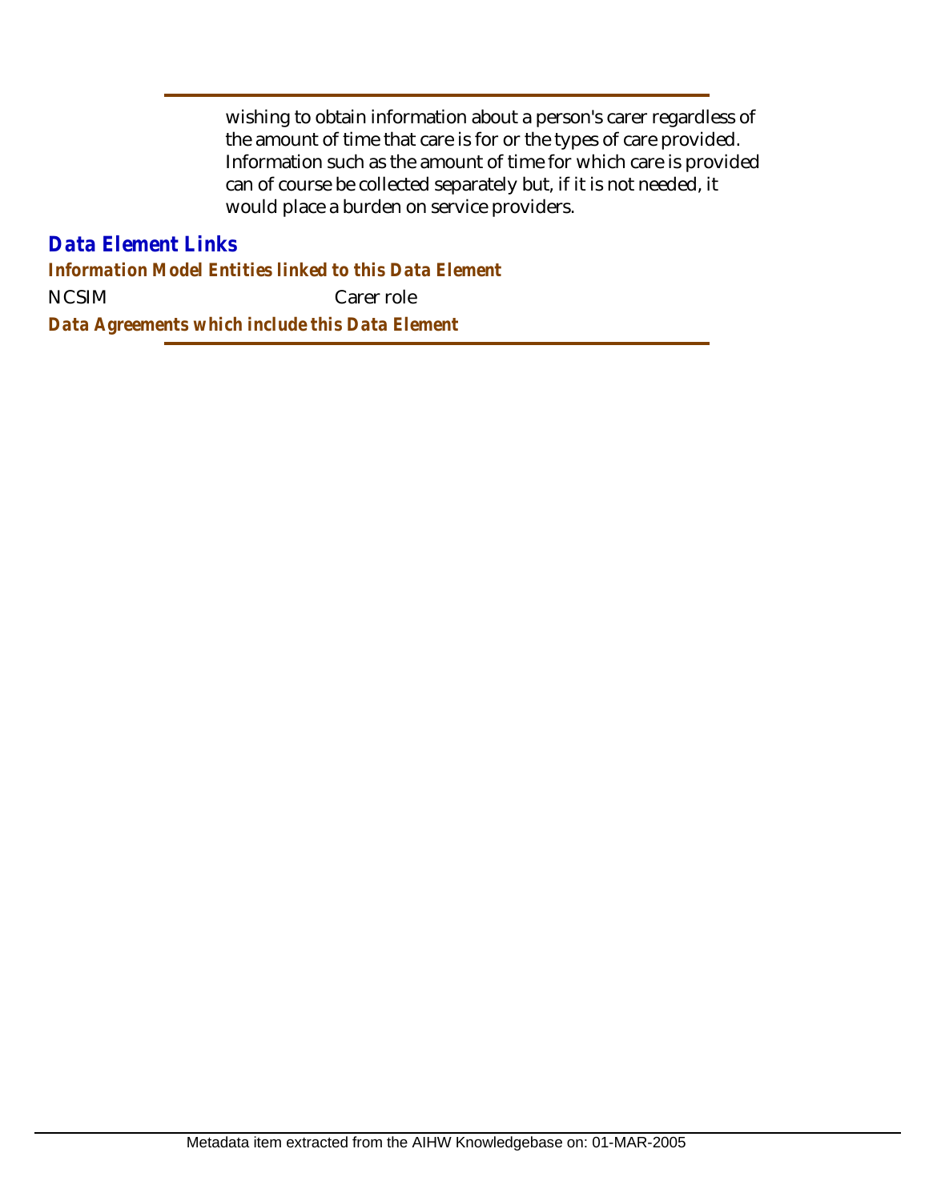wishing to obtain information about a person's carer regardless of the amount of time that care is for or the types of care provided. Information such as the amount of time for which care is provided can of course be collected separately but, if it is not needed, it would place a burden on service providers.

## Data Element Links

### *Information Model Entities linked to this Data Element*

| | |
|---|---|
| NCSIM | Carer role |

### *Data Agreements which include this Data Element*

Metadata item extracted from the AIHW Knowledgebase on: 01-MAR-2005